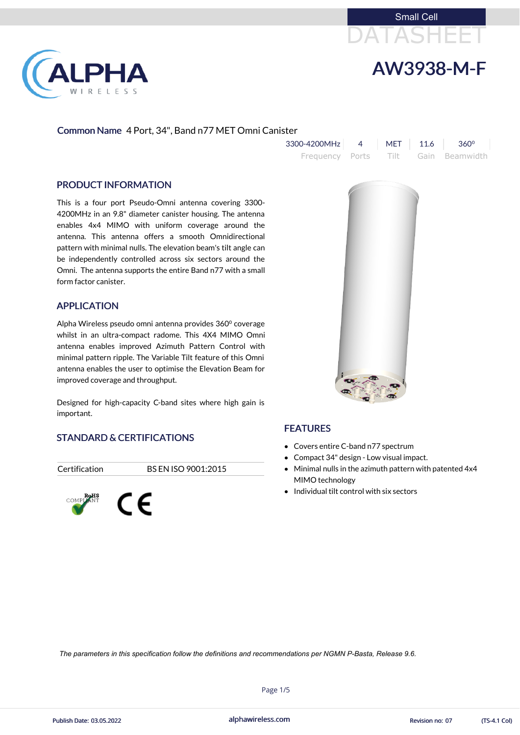Small Cell

DATASHEET

# AW3938-M-F

**Common Name** 4 Port, 34", Band n77 MET Omni Canister

| 3300-4200MHz | 4 | MET | 11.6 | 360⁰ |
|---|---|---|---|---|
| Frequency | Ports | Tilt | Gain | Beamwidth |

## PRODUCT INFORMATION

This is a four port Pseudo-Omni antenna covering 3300-4200MHz in an 9.8" diameter canister housing. The antenna enables 4x4 MIMO with uniform coverage around the antenna. This antenna offers a smooth Omnidirectional pattern with minimal nulls. The elevation beam's tilt angle can be independently controlled across six sectors around the Omni. The antenna supports the entire Band n77 with a small form factor canister.

## APPLICATION

Alpha Wireless pseudo omni antenna provides 360⁰ coverage whilst in an ultra-compact radome. This 4X4 MIMO Omni antenna enables improved Azimuth Pattern Control with minimal pattern ripple. The Variable Tilt feature of this Omni antenna enables the user to optimise the Elevation Beam for improved coverage and throughput.

Designed for high-capacity C-band sites where high gain is important.

## STANDARD & CERTIFICATIONS

| Certification | BS EN ISO 9001:2015 |
|---|---|

RoHS COMPLIANT  CE

## FEATURES

- Covers entire C-band n77 spectrum
- Compact 34" design - Low visual impact.
- Minimal nulls in the azimuth pattern with patented 4x4 MIMO technology
- Individual tilt control with six sectors

*The parameters in this specification follow the definitions and recommendations per NGMN P-Basta, Release 9.6.*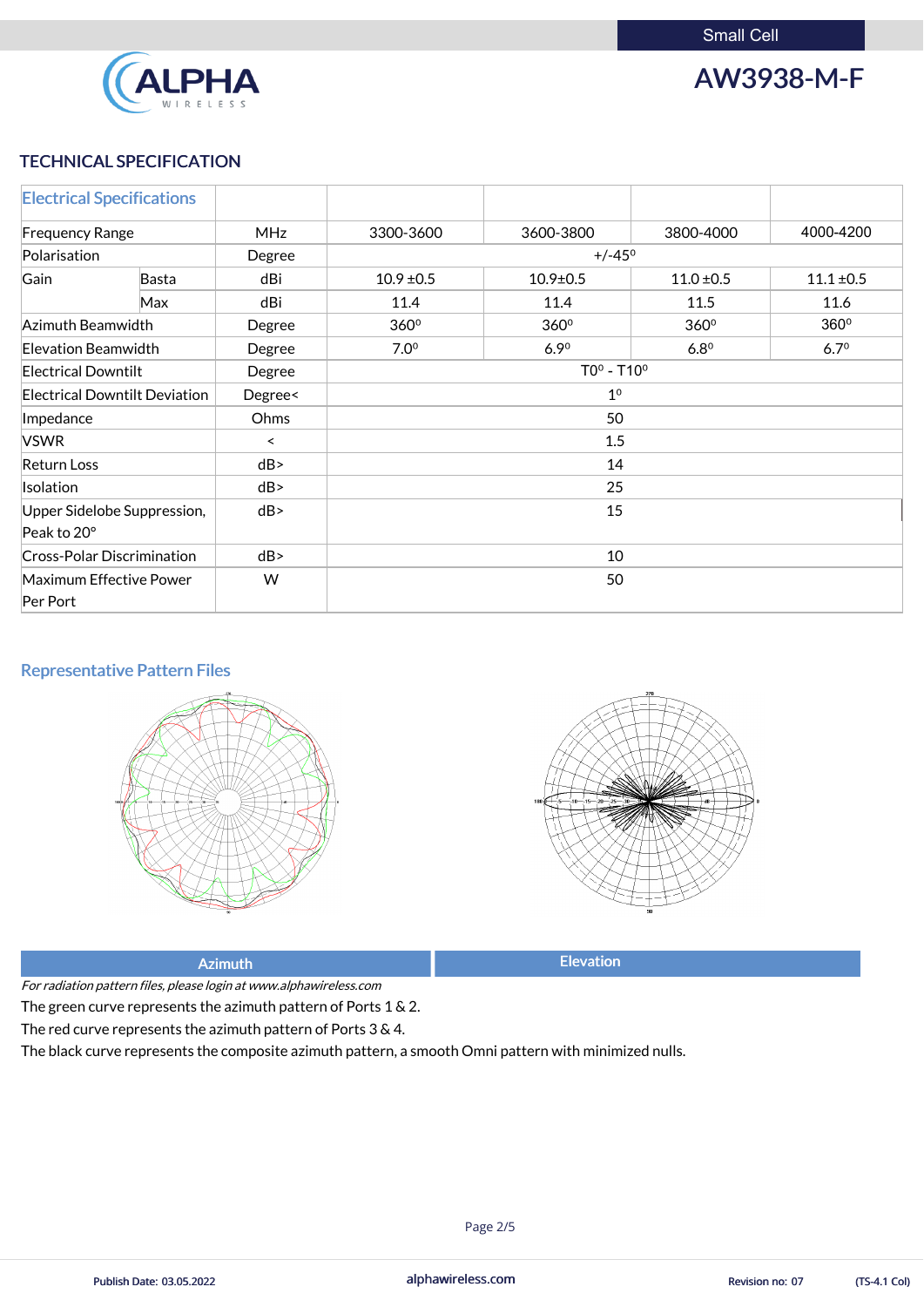## TECHNICAL SPECIFICATION

| Electrical Specifications | | | | | | |
|---|---|---|---|---|---|---|
| Frequency Range | | MHz | 3300-3600 | 3600-3800 | 3800-4000 | 4000-4200 |
| Polarisation | | Degree | +/-45⁰ | | | |
| Gain | Basta | dBi | 10.9 ±0.5 | 10.9±0.5 | 11.0 ±0.5 | 11.1 ±0.5 |
| | Max | dBi | 11.4 | 11.4 | 11.5 | 11.6 |
| Azimuth Beamwidth | | Degree | 360⁰ | 360⁰ | 360⁰ | 360⁰ |
| Elevation Beamwidth | | Degree | 7.0⁰ | 6.9⁰ | 6.8⁰ | 6.7⁰ |
| Electrical Downtilt | | Degree | T0⁰ - T10⁰ | | | |
| Electrical Downtilt Deviation | | Degree< | 1⁰ | | | |
| Impedance | | Ohms | 50 | | | |
| VSWR | | < | 1.5 | | | |
| Return Loss | | dB> | 14 | | | |
| Isolation | | dB> | 25 | | | |
| Upper Sidelobe Suppression, Peak to 20° | | dB> | 15 | | | |
| Cross-Polar Discrimination | | dB> | 10 | | | |
| Maximum Effective Power Per Port | | W | 50 | | | |

### Representative Pattern Files

| Azimuth | Elevation |
|---|---|

*For radiation pattern files, please login at www.alphawireless.com*

The green curve represents the azimuth pattern of Ports 1 & 2.

The red curve represents the azimuth pattern of Ports 3 & 4.

The black curve represents the composite azimuth pattern, a smooth Omni pattern with minimized nulls.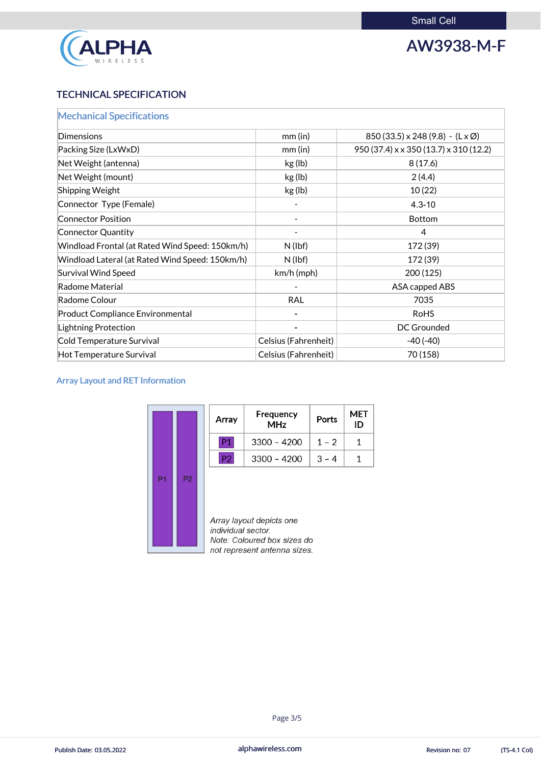Small Cell

# AW3938-M-F

## TECHNICAL SPECIFICATION

| Mechanical Specifications | | |
|---|---|---|
| Dimensions | mm (in) | 850 (33.5) x 248 (9.8) - (L x Ø) |
| Packing Size (LxWxD) | mm (in) | 950 (37.4) x x 350 (13.7) x 310 (12.2) |
| Net Weight (antenna) | kg (lb) | 8 (17.6) |
| Net Weight (mount) | kg (lb) | 2 (4.4) |
| Shipping Weight | kg (lb) | 10 (22) |
| Connector Type (Female) | - | 4.3-10 |
| Connector Position | - | Bottom |
| Connector Quantity | - | 4 |
| Windload Frontal (at Rated Wind Speed: 150km/h) | N (lbf) | 172 (39) |
| Windload Lateral (at Rated Wind Speed: 150km/h) | N (lbf) | 172 (39) |
| Survival Wind Speed | km/h (mph) | 200 (125) |
| Radome Material | - | ASA capped ABS |
| Radome Colour | RAL | 7035 |
| Product Compliance Environmental | - | RoHS |
| Lightning Protection | - | DC Grounded |
| Cold Temperature Survival | Celsius (Fahrenheit) | -40 (-40) |
| Hot Temperature Survival | Celsius (Fahrenheit) | 70 (158) |

### Array Layout and RET Information

P1 P2

| Array | Frequency MHz | Ports | MET ID |
|---|---|---|---|
| P1 | 3300 – 4200 | 1 – 2 | 1 |
| P2 | 3300 – 4200 | 3 – 4 | 1 |

*Array layout depicts one individual sector.*
*Note: Coloured box sizes do not represent antenna sizes.*

Publish Date: 03.05.2022 | alphawireless.com | Revision no: 07 | (TS-4.1 Col)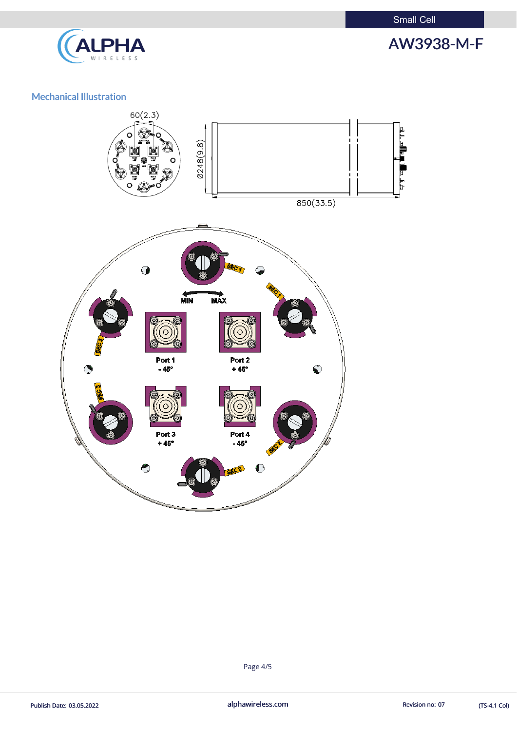## Mechanical Illustration

60(2.3)

Ø248(9.8)

850(33.5)

MIN MAX

SEC 1

SEC 2

SEC 3

Port 1
- 45°

Port 2
+ 45°

Port 3
+ 45°

Port 4
- 45°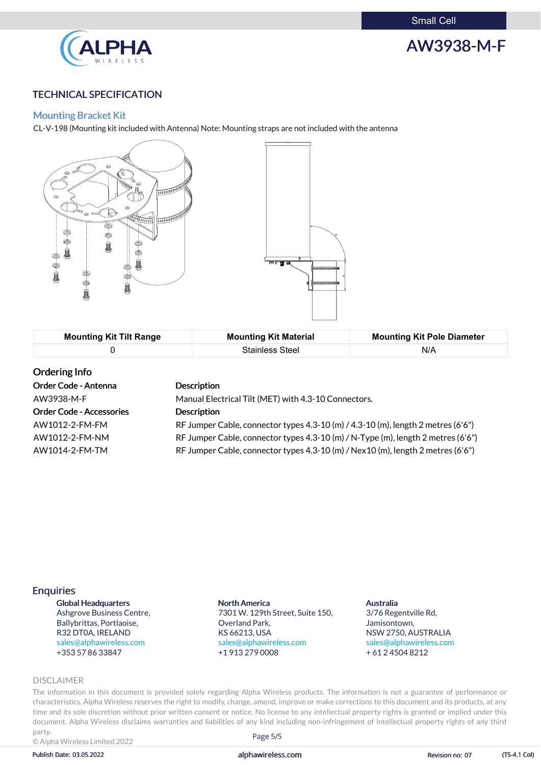## TECHNICAL SPECIFICATION

### Mounting Bracket Kit

CL-V-198 (Mounting kit included with Antenna) Note: Mounting straps are not included with the antenna

| Mounting Kit Tilt Range | Mounting Kit Material | Mounting Kit Pole Diameter |
|---|---|---|
| 0 | Stainless Steel | N/A |

## Ordering Info

| Order Code - Antenna | Description |
|---|---|
| AW3938-M-F | Manual Electrical Tilt (MET) with 4.3-10 Connectors. |
| **Order Code - Accessories** | **Description** |
| AW1012-2-FM-FM | RF Jumper Cable, connector types 4.3-10 (m) / 4.3-10 (m), length 2 metres (6'6") |
| AW1012-2-FM-NM | RF Jumper Cable, connector types 4.3-10 (m) / N-Type (m), length 2 metres (6'6") |
| AW1014-2-FM-TM | RF Jumper Cable, connector types 4.3-10 (m) / Nex10 (m), length 2 metres (6'6") |

## Enquiries

**Global Headquarters**
Ashgrove Business Centre,
Ballybrittas, Portlaoise,
R32 DT0A, IRELAND
sales@alphawireless.com
+353 57 86 33847

**North America**
7301 W. 129th Street, Suite 150,
Overland Park,
KS 66213, USA
sales@alphawireless.com
+1 913 279 0008

**Australia**
3/76 Regentville Rd,
Jamisontown,
NSW 2750, AUSTRALIA
sales@alphawireless.com
+ 61 2 4504 8212

DISCLAIMER

The information in this document is provided solely regarding Alpha Wireless products. The information is not a guarantee of performance or characteristics. Alpha Wireless reserves the right to modify, change, amend, improve or make corrections to this document and its products, at any time and its sole discretion without prior written consent or notice. No license to any intellectual property rights is granted or implied under this document. Alpha Wireless disclaims warranties and liabilities of any kind including non-infringement of intellectual property rights of any third party.

© Alpha Wireless Limited 2022

Publish Date: 03.05.2022 | alphawireless.com | Revision no: 07 | (TS-4.1 Col)